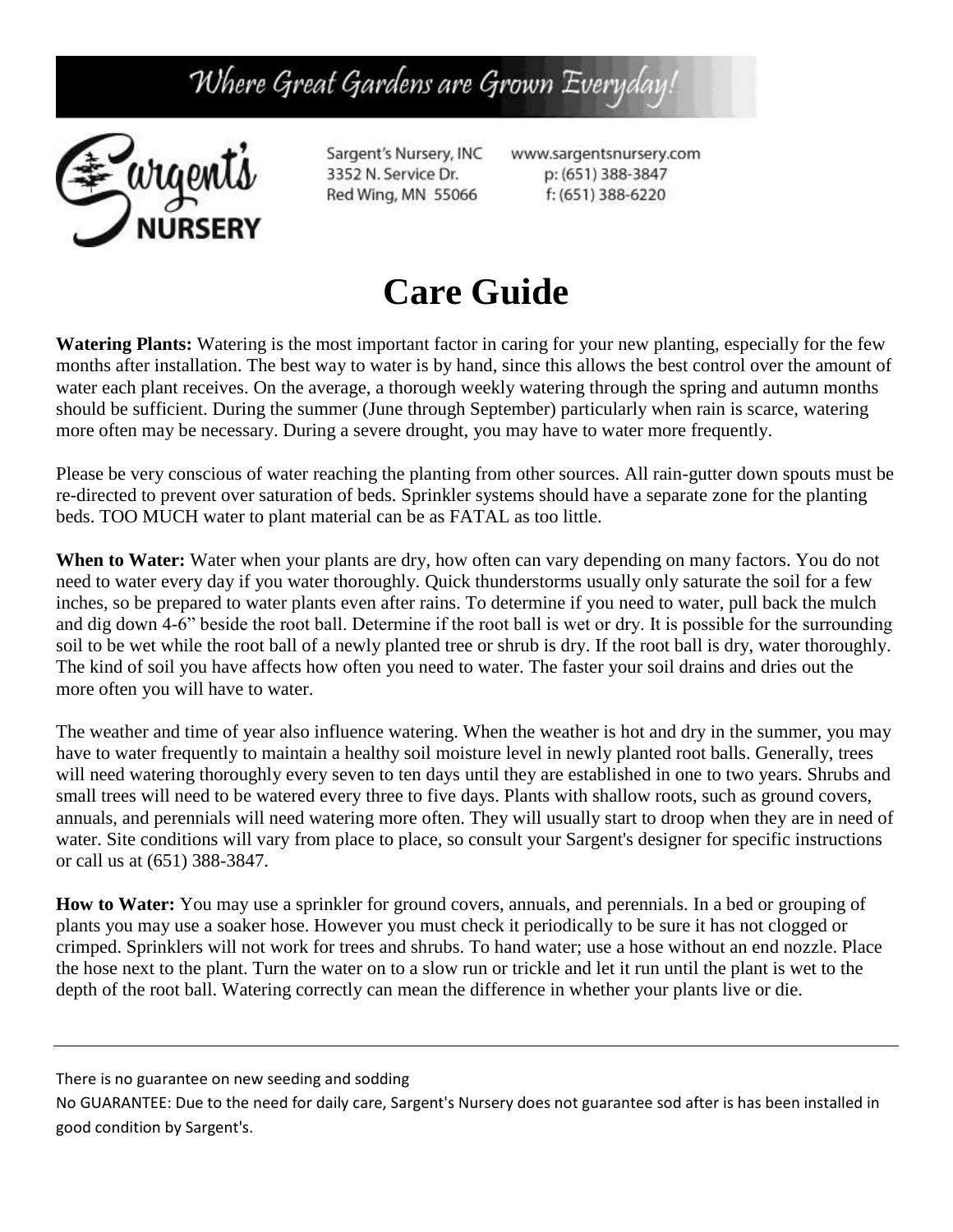Where Great Gardens are Grown Everyday!

Sargent's NURSERY

Sargent's Nursery, INC
3352 N. Service Dr.
Red Wing, MN 55066

www.sargentsnursery.com
p: (651) 388-3847
f: (651) 388-6220

# Care Guide

**Watering Plants:** Watering is the most important factor in caring for your new planting, especially for the few months after installation. The best way to water is by hand, since this allows the best control over the amount of water each plant receives. On the average, a thorough weekly watering through the spring and autumn months should be sufficient. During the summer (June through September) particularly when rain is scarce, watering more often may be necessary. During a severe drought, you may have to water more frequently.

Please be very conscious of water reaching the planting from other sources. All rain-gutter down spouts must be re-directed to prevent over saturation of beds. Sprinkler systems should have a separate zone for the planting beds. TOO MUCH water to plant material can be as FATAL as too little.

**When to Water:** Water when your plants are dry, how often can vary depending on many factors. You do not need to water every day if you water thoroughly. Quick thunderstorms usually only saturate the soil for a few inches, so be prepared to water plants even after rains. To determine if you need to water, pull back the mulch and dig down 4-6" beside the root ball. Determine if the root ball is wet or dry. It is possible for the surrounding soil to be wet while the root ball of a newly planted tree or shrub is dry. If the root ball is dry, water thoroughly. The kind of soil you have affects how often you need to water. The faster your soil drains and dries out the more often you will have to water.

The weather and time of year also influence watering. When the weather is hot and dry in the summer, you may have to water frequently to maintain a healthy soil moisture level in newly planted root balls. Generally, trees will need watering thoroughly every seven to ten days until they are established in one to two years. Shrubs and small trees will need to be watered every three to five days. Plants with shallow roots, such as ground covers, annuals, and perennials will need watering more often. They will usually start to droop when they are in need of water. Site conditions will vary from place to place, so consult your Sargent's designer for specific instructions or call us at (651) 388-3847.

**How to Water:** You may use a sprinkler for ground covers, annuals, and perennials. In a bed or grouping of plants you may use a soaker hose. However you must check it periodically to be sure it has not clogged or crimped. Sprinklers will not work for trees and shrubs. To hand water; use a hose without an end nozzle. Place the hose next to the plant. Turn the water on to a slow run or trickle and let it run until the plant is wet to the depth of the root ball. Watering correctly can mean the difference in whether your plants live or die.

---

There is no guarantee on new seeding and sodding

No GUARANTEE: Due to the need for daily care, Sargent's Nursery does not guarantee sod after is has been installed in good condition by Sargent's.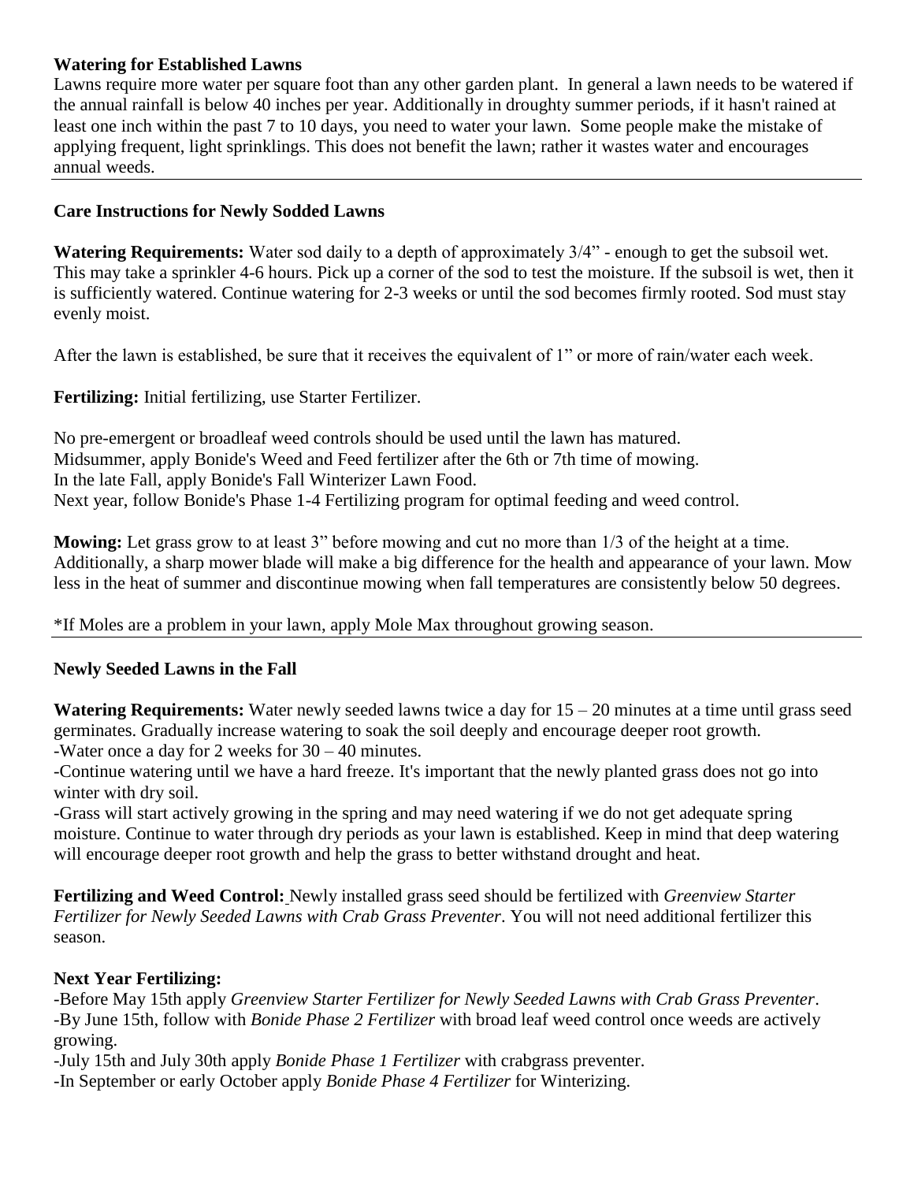## Watering for Established Lawns

Lawns require more water per square foot than any other garden plant. In general a lawn needs to be watered if the annual rainfall is below 40 inches per year. Additionally in droughty summer periods, if it hasn't rained at least one inch within the past 7 to 10 days, you need to water your lawn. Some people make the mistake of applying frequent, light sprinklings. This does not benefit the lawn; rather it wastes water and encourages annual weeds.

---

## Care Instructions for Newly Sodded Lawns

**Watering Requirements:** Water sod daily to a depth of approximately 3/4" - enough to get the subsoil wet. This may take a sprinkler 4-6 hours. Pick up a corner of the sod to test the moisture. If the subsoil is wet, then it is sufficiently watered. Continue watering for 2-3 weeks or until the sod becomes firmly rooted. Sod must stay evenly moist.

After the lawn is established, be sure that it receives the equivalent of 1" or more of rain/water each week.

**Fertilizing:** Initial fertilizing, use Starter Fertilizer.

No pre-emergent or broadleaf weed controls should be used until the lawn has matured.
Midsummer, apply Bonide's Weed and Feed fertilizer after the 6th or 7th time of mowing.
In the late Fall, apply Bonide's Fall Winterizer Lawn Food.
Next year, follow Bonide's Phase 1-4 Fertilizing program for optimal feeding and weed control.

**Mowing:** Let grass grow to at least 3" before mowing and cut no more than 1/3 of the height at a time. Additionally, a sharp mower blade will make a big difference for the health and appearance of your lawn. Mow less in the heat of summer and discontinue mowing when fall temperatures are consistently below 50 degrees.

*If Moles are a problem in your lawn, apply Mole Max throughout growing season.

---

## Newly Seeded Lawns in the Fall

**Watering Requirements:** Water newly seeded lawns twice a day for 15 – 20 minutes at a time until grass seed germinates. Gradually increase watering to soak the soil deeply and encourage deeper root growth.

-Water once a day for 2 weeks for 30 – 40 minutes.

-Continue watering until we have a hard freeze. It's important that the newly planted grass does not go into winter with dry soil.

-Grass will start actively growing in the spring and may need watering if we do not get adequate spring moisture. Continue to water through dry periods as your lawn is established. Keep in mind that deep watering will encourage deeper root growth and help the grass to better withstand drought and heat.

**Fertilizing and Weed Control:** Newly installed grass seed should be fertilized with *Greenview Starter Fertilizer for Newly Seeded Lawns with Crab Grass Preventer*. You will not need additional fertilizer this season.

**Next Year Fertilizing:**

-Before May 15th apply *Greenview Starter Fertilizer for Newly Seeded Lawns with Crab Grass Preventer*.

-By June 15th, follow with *Bonide Phase 2 Fertilizer* with broad leaf weed control once weeds are actively growing.

-July 15th and July 30th apply *Bonide Phase 1 Fertilizer* with crabgrass preventer.

-In September or early October apply *Bonide Phase 4 Fertilizer* for Winterizing.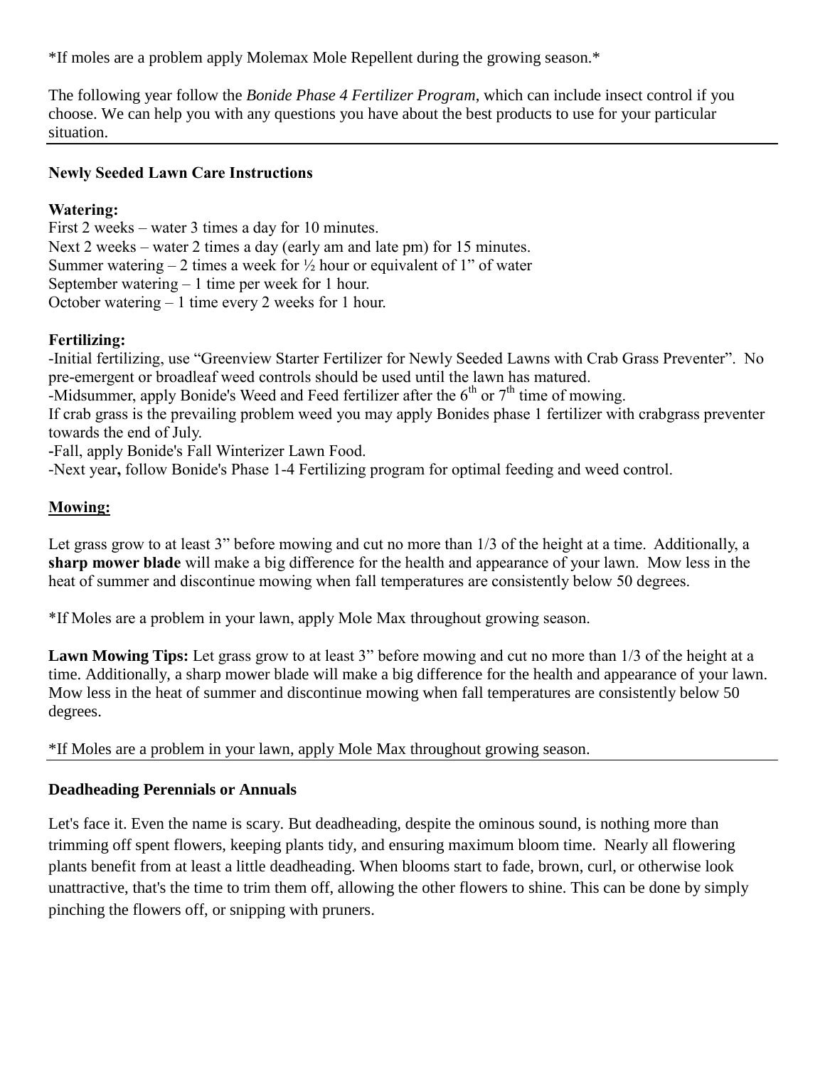*If moles are a problem apply Molemax Mole Repellent during the growing season.*

The following year follow the *Bonide Phase 4 Fertilizer Program*, which can include insect control if you choose. We can help you with any questions you have about the best products to use for your particular situation.

---

**Newly Seeded Lawn Care Instructions**

**Watering:**

First 2 weeks – water 3 times a day for 10 minutes.
Next 2 weeks – water 2 times a day (early am and late pm) for 15 minutes.
Summer watering – 2 times a week for ½ hour or equivalent of 1" of water
September watering – 1 time per week for 1 hour.
October watering – 1 time every 2 weeks for 1 hour.

**Fertilizing:**

-Initial fertilizing, use "Greenview Starter Fertilizer for Newly Seeded Lawns with Crab Grass Preventer". No pre-emergent or broadleaf weed controls should be used until the lawn has matured.
-Midsummer, apply Bonide's Weed and Feed fertilizer after the 6th or 7th time of mowing.
If crab grass is the prevailing problem weed you may apply Bonides phase 1 fertilizer with crabgrass preventer towards the end of July.
-Fall, apply Bonide's Fall Winterizer Lawn Food.
-Next year**,** follow Bonide's Phase 1-4 Fertilizing program for optimal feeding and weed control.

**Mowing:**

Let grass grow to at least 3" before mowing and cut no more than 1/3 of the height at a time. Additionally, a **sharp mower blade** will make a big difference for the health and appearance of your lawn. Mow less in the heat of summer and discontinue mowing when fall temperatures are consistently below 50 degrees.

*If Moles are a problem in your lawn, apply Mole Max throughout growing season.

**Lawn Mowing Tips:** Let grass grow to at least 3" before mowing and cut no more than 1/3 of the height at a time. Additionally, a sharp mower blade will make a big difference for the health and appearance of your lawn. Mow less in the heat of summer and discontinue mowing when fall temperatures are consistently below 50 degrees.

*If Moles are a problem in your lawn, apply Mole Max throughout growing season.

---

**Deadheading Perennials or Annuals**

Let's face it. Even the name is scary. But deadheading, despite the ominous sound, is nothing more than trimming off spent flowers, keeping plants tidy, and ensuring maximum bloom time. Nearly all flowering plants benefit from at least a little deadheading. When blooms start to fade, brown, curl, or otherwise look unattractive, that's the time to trim them off, allowing the other flowers to shine. This can be done by simply pinching the flowers off, or snipping with pruners.